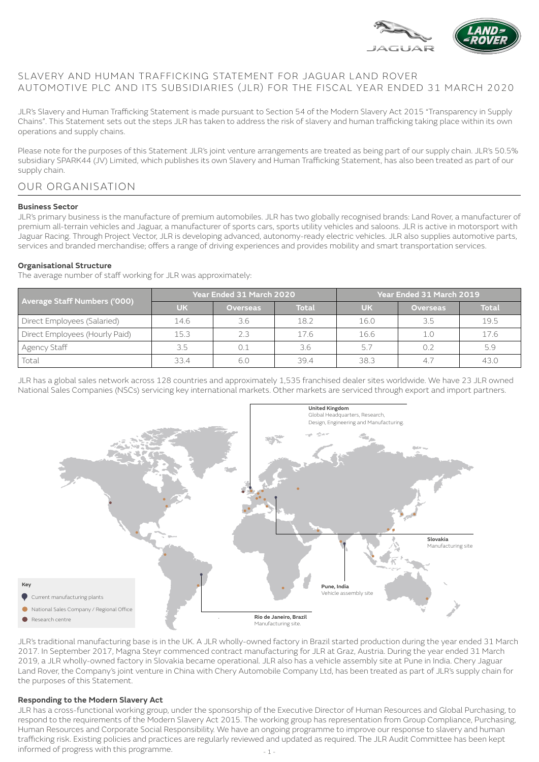# SLAVERY AND HUMAN TRAFFICKING STATEMENT FOR JAGUAR LAND ROVER AUTOMOTIVE PLC AND ITS SUBSIDIARIES (JLR) FOR THE FISCAL YEAR ENDED 31 MARCH 2020

JLR's Slavery and Human Trafficking Statement is made pursuant to Section 54 of the Modern Slavery Act 2015 "Transparency in Supply Chains". This Statement sets out the steps JLR has taken to address the risk of slavery and human trafficking taking place within its own operations and supply chains.

Please note for the purposes of this Statement JLR's joint venture arrangements are treated as being part of our supply chain. JLR's 50.5% subsidiary SPARK44 (JV) Limited, which publishes its own Slavery and Human Trafficking Statement, has also been treated as part of our supply chain.

## OUR ORGANISATION

### Business Sector

JLR's primary business is the manufacture of premium automobiles. JLR has two globally recognised brands: Land Rover, a manufacturer of premium all-terrain vehicles and Jaguar, a manufacturer of sports cars, sports utility vehicles and saloons. JLR is active in motorsport with Jaguar Racing. Through Project Vector, JLR is developing advanced, autonomy-ready electric vehicles. JLR also supplies automotive parts, services and branded merchandise; offers a range of driving experiences and provides mobility and smart transportation services.

### Organisational Structure

The average number of staff working for JLR was approximately:

| Average Staff Numbers ('000) | Year Ended 31 March 2020 | | | Year Ended 31 March 2019 | | |
|---|---|---|---|---|---|---|
| | UK | Overseas | Total | UK | Overseas | Total |
| Direct Employees (Salaried) | 14.6 | 3.6 | 18.2 | 16.0 | 3.5 | 19.5 |
| Direct Employees (Hourly Paid) | 15.3 | 2.3 | 17.6 | 16.6 | 1.0 | 17.6 |
| Agency Staff | 3.5 | 0.1 | 3.6 | 5.7 | 0.2 | 5.9 |
| Total | 33.4 | 6.0 | 39.4 | 38.3 | 4.7 | 43.0 |

JLR has a global sales network across 128 countries and approximately 1,535 franchised dealer sites worldwide. We have 23 JLR owned National Sales Companies (NSCs) servicing key international markets. Other markets are serviced through export and import partners.

**United Kingdom**
Global Headquarters, Research, Design, Engineering and Manufacturing.

**Slovakia**
Manufacturing site

**Pune, India**
Vehicle assembly site

**Rio de Janeiro, Brazil**
Manufacturing site.

**Key**
- Current manufacturing plants
- National Sales Company / Regional Office
- Research centre

JLR's traditional manufacturing base is in the UK. A JLR wholly-owned factory in Brazil started production during the year ended 31 March 2017. In September 2017, Magna Steyr commenced contract manufacturing for JLR at Graz, Austria. During the year ended 31 March 2019, a JLR wholly-owned factory in Slovakia became operational. JLR also has a vehicle assembly site at Pune in India. Chery Jaguar Land Rover, the Company's joint venture in China with Chery Automobile Company Ltd, has been treated as part of JLR's supply chain for the purposes of this Statement.

### Responding to the Modern Slavery Act

JLR has a cross-functional working group, under the sponsorship of the Executive Director of Human Resources and Global Purchasing, to respond to the requirements of the Modern Slavery Act 2015. The working group has representation from Group Compliance, Purchasing, Human Resources and Corporate Social Responsibility. We have an ongoing programme to improve our response to slavery and human trafficking risk. Existing policies and practices are regularly reviewed and updated as required. The JLR Audit Committee has been kept informed of progress with this programme.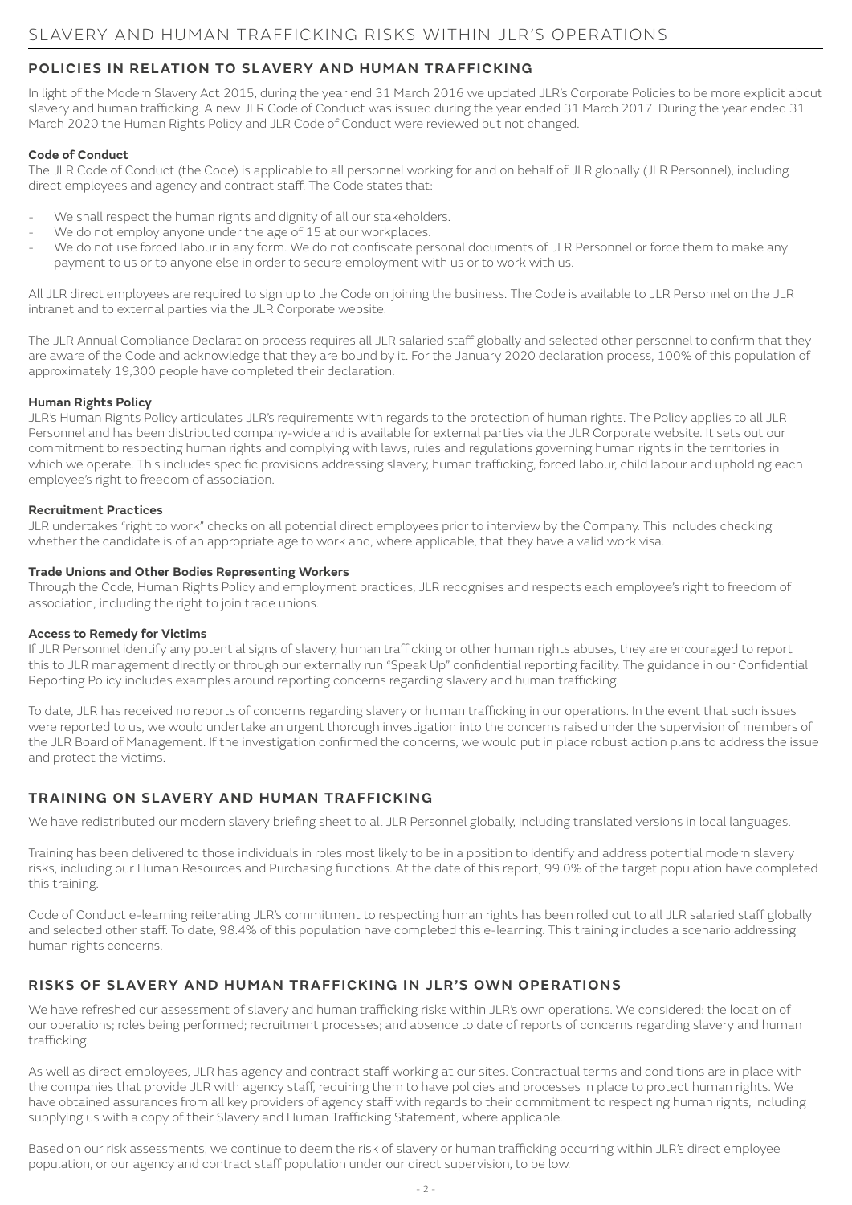# SLAVERY AND HUMAN TRAFFICKING RISKS WITHIN JLR'S OPERATIONS

## POLICIES IN RELATION TO SLAVERY AND HUMAN TRAFFICKING

In light of the Modern Slavery Act 2015, during the year end 31 March 2016 we updated JLR's Corporate Policies to be more explicit about slavery and human trafficking. A new JLR Code of Conduct was issued during the year ended 31 March 2017. During the year ended 31 March 2020 the Human Rights Policy and JLR Code of Conduct were reviewed but not changed.

### Code of Conduct

The JLR Code of Conduct (the Code) is applicable to all personnel working for and on behalf of JLR globally (JLR Personnel), including direct employees and agency and contract staff. The Code states that:

- We shall respect the human rights and dignity of all our stakeholders.
- We do not employ anyone under the age of 15 at our workplaces.
- We do not use forced labour in any form. We do not confiscate personal documents of JLR Personnel or force them to make any payment to us or to anyone else in order to secure employment with us or to work with us.

All JLR direct employees are required to sign up to the Code on joining the business. The Code is available to JLR Personnel on the JLR intranet and to external parties via the JLR Corporate website.

The JLR Annual Compliance Declaration process requires all JLR salaried staff globally and selected other personnel to confirm that they are aware of the Code and acknowledge that they are bound by it. For the January 2020 declaration process, 100% of this population of approximately 19,300 people have completed their declaration.

### Human Rights Policy

JLR's Human Rights Policy articulates JLR's requirements with regards to the protection of human rights. The Policy applies to all JLR Personnel and has been distributed company-wide and is available for external parties via the JLR Corporate website. It sets out our commitment to respecting human rights and complying with laws, rules and regulations governing human rights in the territories in which we operate. This includes specific provisions addressing slavery, human trafficking, forced labour, child labour and upholding each employee's right to freedom of association.

### Recruitment Practices

JLR undertakes "right to work" checks on all potential direct employees prior to interview by the Company. This includes checking whether the candidate is of an appropriate age to work and, where applicable, that they have a valid work visa.

### Trade Unions and Other Bodies Representing Workers

Through the Code, Human Rights Policy and employment practices, JLR recognises and respects each employee's right to freedom of association, including the right to join trade unions.

### Access to Remedy for Victims

If JLR Personnel identify any potential signs of slavery, human trafficking or other human rights abuses, they are encouraged to report this to JLR management directly or through our externally run "Speak Up" confidential reporting facility. The guidance in our Confidential Reporting Policy includes examples around reporting concerns regarding slavery and human trafficking.

To date, JLR has received no reports of concerns regarding slavery or human trafficking in our operations. In the event that such issues were reported to us, we would undertake an urgent thorough investigation into the concerns raised under the supervision of members of the JLR Board of Management. If the investigation confirmed the concerns, we would put in place robust action plans to address the issue and protect the victims.

## TRAINING ON SLAVERY AND HUMAN TRAFFICKING

We have redistributed our modern slavery briefing sheet to all JLR Personnel globally, including translated versions in local languages.

Training has been delivered to those individuals in roles most likely to be in a position to identify and address potential modern slavery risks, including our Human Resources and Purchasing functions. At the date of this report, 99.0% of the target population have completed this training.

Code of Conduct e-learning reiterating JLR's commitment to respecting human rights has been rolled out to all JLR salaried staff globally and selected other staff. To date, 98.4% of this population have completed this e-learning. This training includes a scenario addressing human rights concerns.

## RISKS OF SLAVERY AND HUMAN TRAFFICKING IN JLR'S OWN OPERATIONS

We have refreshed our assessment of slavery and human trafficking risks within JLR's own operations. We considered: the location of our operations; roles being performed; recruitment processes; and absence to date of reports of concerns regarding slavery and human trafficking.

As well as direct employees, JLR has agency and contract staff working at our sites. Contractual terms and conditions are in place with the companies that provide JLR with agency staff, requiring them to have policies and processes in place to protect human rights. We have obtained assurances from all key providers of agency staff with regards to their commitment to respecting human rights, including supplying us with a copy of their Slavery and Human Trafficking Statement, where applicable.

Based on our risk assessments, we continue to deem the risk of slavery or human trafficking occurring within JLR's direct employee population, or our agency and contract staff population under our direct supervision, to be low.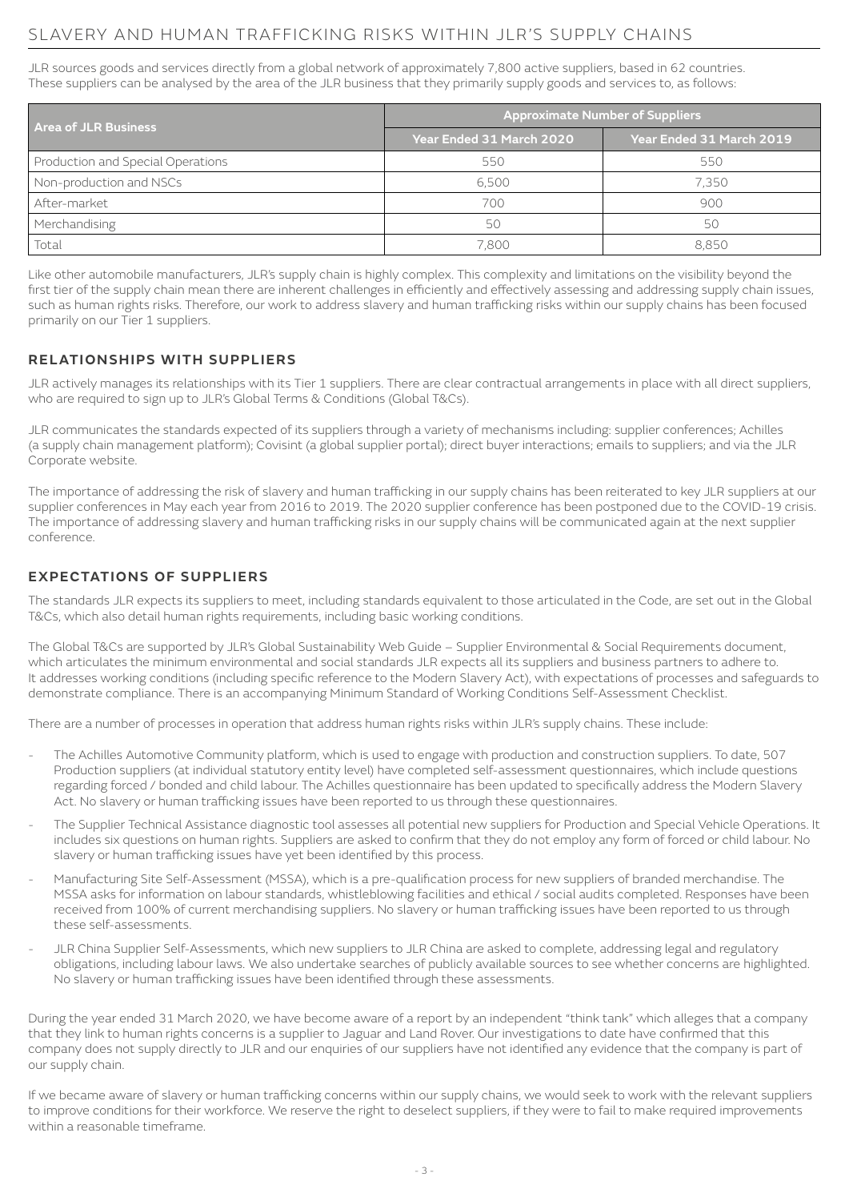# SLAVERY AND HUMAN TRAFFICKING RISKS WITHIN JLR'S SUPPLY CHAINS

JLR sources goods and services directly from a global network of approximately 7,800 active suppliers, based in 62 countries. These suppliers can be analysed by the area of the JLR business that they primarily supply goods and services to, as follows:

| Area of JLR Business | Approximate Number of Suppliers | |
|---|---|---|
| | Year Ended 31 March 2020 | Year Ended 31 March 2019 |
| Production and Special Operations | 550 | 550 |
| Non-production and NSCs | 6,500 | 7,350 |
| After-market | 700 | 900 |
| Merchandising | 50 | 50 |
| Total | 7,800 | 8,850 |

Like other automobile manufacturers, JLR's supply chain is highly complex. This complexity and limitations on the visibility beyond the first tier of the supply chain mean there are inherent challenges in efficiently and effectively assessing and addressing supply chain issues, such as human rights risks. Therefore, our work to address slavery and human trafficking risks within our supply chains has been focused primarily on our Tier 1 suppliers.

## RELATIONSHIPS WITH SUPPLIERS

JLR actively manages its relationships with its Tier 1 suppliers. There are clear contractual arrangements in place with all direct suppliers, who are required to sign up to JLR's Global Terms & Conditions (Global T&Cs).

JLR communicates the standards expected of its suppliers through a variety of mechanisms including: supplier conferences; Achilles (a supply chain management platform); Covisint (a global supplier portal); direct buyer interactions; emails to suppliers; and via the JLR Corporate website.

The importance of addressing the risk of slavery and human trafficking in our supply chains has been reiterated to key JLR suppliers at our supplier conferences in May each year from 2016 to 2019. The 2020 supplier conference has been postponed due to the COVID-19 crisis. The importance of addressing slavery and human trafficking risks in our supply chains will be communicated again at the next supplier conference.

## EXPECTATIONS OF SUPPLIERS

The standards JLR expects its suppliers to meet, including standards equivalent to those articulated in the Code, are set out in the Global T&Cs, which also detail human rights requirements, including basic working conditions.

The Global T&Cs are supported by JLR's Global Sustainability Web Guide – Supplier Environmental & Social Requirements document, which articulates the minimum environmental and social standards JLR expects all its suppliers and business partners to adhere to. It addresses working conditions (including specific reference to the Modern Slavery Act), with expectations of processes and safeguards to demonstrate compliance. There is an accompanying Minimum Standard of Working Conditions Self-Assessment Checklist.

There are a number of processes in operation that address human rights risks within JLR's supply chains. These include:

- The Achilles Automotive Community platform, which is used to engage with production and construction suppliers. To date, 507 Production suppliers (at individual statutory entity level) have completed self-assessment questionnaires, which include questions regarding forced / bonded and child labour. The Achilles questionnaire has been updated to specifically address the Modern Slavery Act. No slavery or human trafficking issues have been reported to us through these questionnaires.
- The Supplier Technical Assistance diagnostic tool assesses all potential new suppliers for Production and Special Vehicle Operations. It includes six questions on human rights. Suppliers are asked to confirm that they do not employ any form of forced or child labour. No slavery or human trafficking issues have yet been identified by this process.
- Manufacturing Site Self-Assessment (MSSA), which is a pre-qualification process for new suppliers of branded merchandise. The MSSA asks for information on labour standards, whistleblowing facilities and ethical / social audits completed. Responses have been received from 100% of current merchandising suppliers. No slavery or human trafficking issues have been reported to us through these self-assessments.
- JLR China Supplier Self-Assessments, which new suppliers to JLR China are asked to complete, addressing legal and regulatory obligations, including labour laws. We also undertake searches of publicly available sources to see whether concerns are highlighted. No slavery or human trafficking issues have been identified through these assessments.

During the year ended 31 March 2020, we have become aware of a report by an independent "think tank" which alleges that a company that they link to human rights concerns is a supplier to Jaguar and Land Rover. Our investigations to date have confirmed that this company does not supply directly to JLR and our enquiries of our suppliers have not identified any evidence that the company is part of our supply chain.

If we became aware of slavery or human trafficking concerns within our supply chains, we would seek to work with the relevant suppliers to improve conditions for their workforce. We reserve the right to deselect suppliers, if they were to fail to make required improvements within a reasonable timeframe.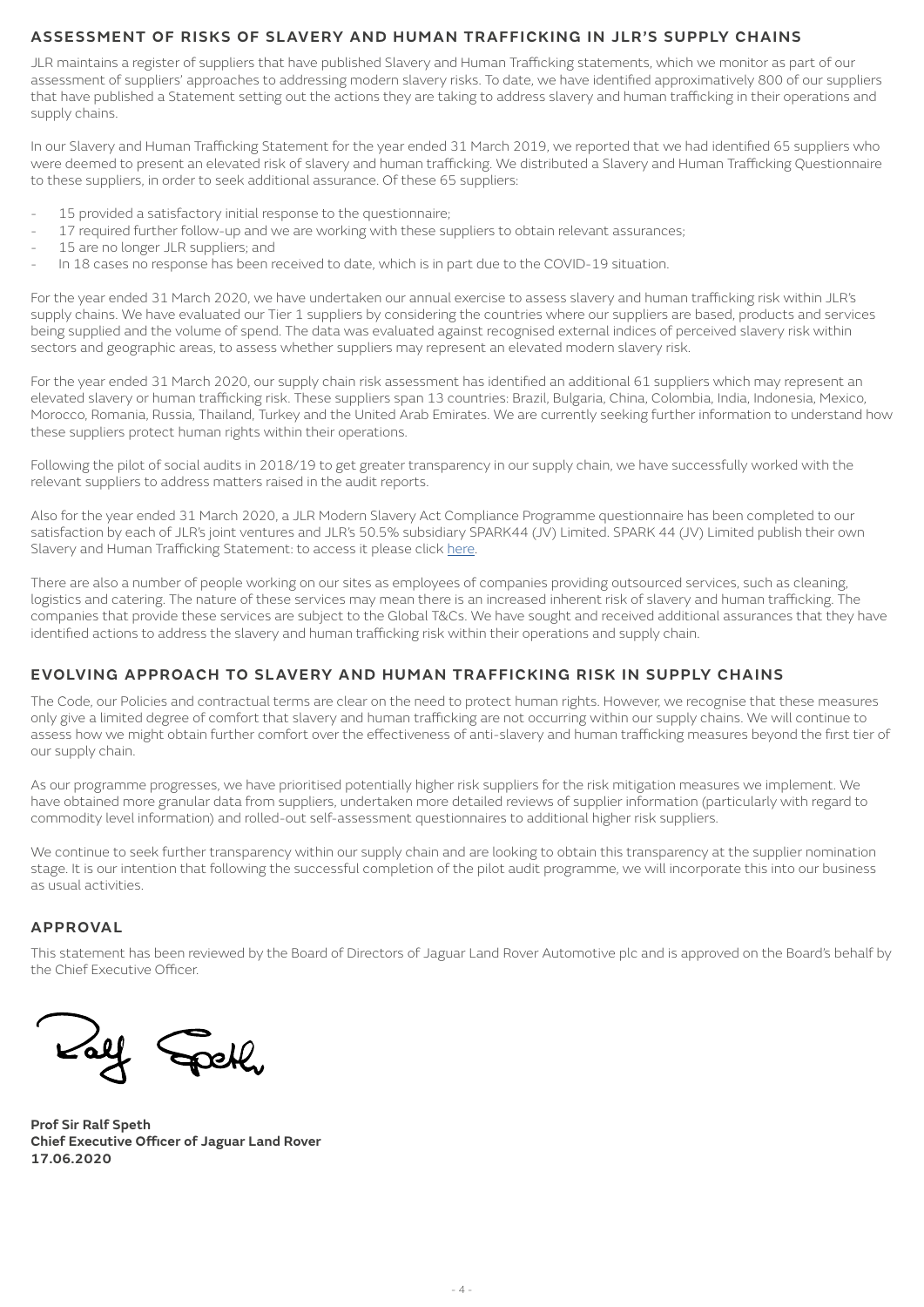## ASSESSMENT OF RISKS OF SLAVERY AND HUMAN TRAFFICKING IN JLR'S SUPPLY CHAINS

JLR maintains a register of suppliers that have published Slavery and Human Trafficking statements, which we monitor as part of our assessment of suppliers' approaches to addressing modern slavery risks. To date, we have identified approximatively 800 of our suppliers that have published a Statement setting out the actions they are taking to address slavery and human trafficking in their operations and supply chains.

In our Slavery and Human Trafficking Statement for the year ended 31 March 2019, we reported that we had identified 65 suppliers who were deemed to present an elevated risk of slavery and human trafficking. We distributed a Slavery and Human Trafficking Questionnaire to these suppliers, in order to seek additional assurance. Of these 65 suppliers:

- 15 provided a satisfactory initial response to the questionnaire;
- 17 required further follow-up and we are working with these suppliers to obtain relevant assurances;
- 15 are no longer JLR suppliers; and
- In 18 cases no response has been received to date, which is in part due to the COVID-19 situation.

For the year ended 31 March 2020, we have undertaken our annual exercise to assess slavery and human trafficking risk within JLR's supply chains. We have evaluated our Tier 1 suppliers by considering the countries where our suppliers are based, products and services being supplied and the volume of spend. The data was evaluated against recognised external indices of perceived slavery risk within sectors and geographic areas, to assess whether suppliers may represent an elevated modern slavery risk.

For the year ended 31 March 2020, our supply chain risk assessment has identified an additional 61 suppliers which may represent an elevated slavery or human trafficking risk. These suppliers span 13 countries: Brazil, Bulgaria, China, Colombia, India, Indonesia, Mexico, Morocco, Romania, Russia, Thailand, Turkey and the United Arab Emirates. We are currently seeking further information to understand how these suppliers protect human rights within their operations.

Following the pilot of social audits in 2018/19 to get greater transparency in our supply chain, we have successfully worked with the relevant suppliers to address matters raised in the audit reports.

Also for the year ended 31 March 2020, a JLR Modern Slavery Act Compliance Programme questionnaire has been completed to our satisfaction by each of JLR's joint ventures and JLR's 50.5% subsidiary SPARK44 (JV) Limited. SPARK 44 (JV) Limited publish their own Slavery and Human Trafficking Statement: to access it please click here.

There are also a number of people working on our sites as employees of companies providing outsourced services, such as cleaning, logistics and catering. The nature of these services may mean there is an increased inherent risk of slavery and human trafficking. The companies that provide these services are subject to the Global T&Cs. We have sought and received additional assurances that they have identified actions to address the slavery and human trafficking risk within their operations and supply chain.

## EVOLVING APPROACH TO SLAVERY AND HUMAN TRAFFICKING RISK IN SUPPLY CHAINS

The Code, our Policies and contractual terms are clear on the need to protect human rights. However, we recognise that these measures only give a limited degree of comfort that slavery and human trafficking are not occurring within our supply chains. We will continue to assess how we might obtain further comfort over the effectiveness of anti-slavery and human trafficking measures beyond the first tier of our supply chain.

As our programme progresses, we have prioritised potentially higher risk suppliers for the risk mitigation measures we implement. We have obtained more granular data from suppliers, undertaken more detailed reviews of supplier information (particularly with regard to commodity level information) and rolled-out self-assessment questionnaires to additional higher risk suppliers.

We continue to seek further transparency within our supply chain and are looking to obtain this transparency at the supplier nomination stage. It is our intention that following the successful completion of the pilot audit programme, we will incorporate this into our business as usual activities.

## APPROVAL

This statement has been reviewed by the Board of Directors of Jaguar Land Rover Automotive plc and is approved on the Board's behalf by the Chief Executive Officer.

Ralf Speth

**Prof Sir Ralf Speth**
**Chief Executive Officer of Jaguar Land Rover**
**17.06.2020**